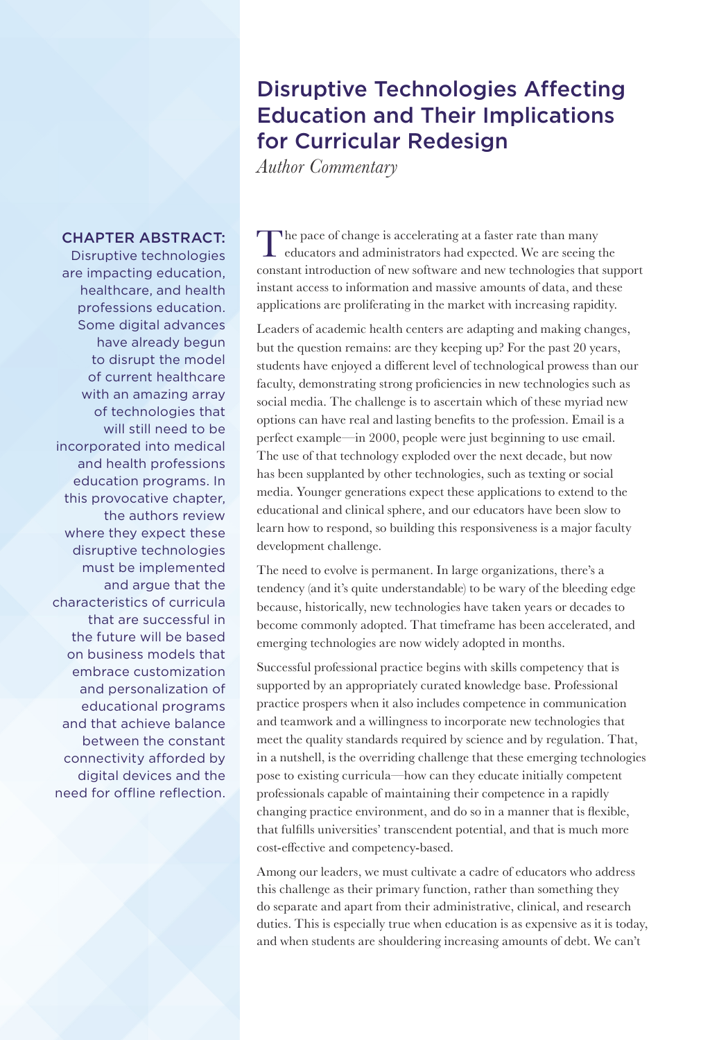# Disruptive Technologies Affecting Education and Their Implications for Curricular Redesign

*Author Commentary*

**CHAPTER ABSTRACT:** Disruptive technologies are impacting education, healthcare, and health professions education. Some digital advances have already begun to disrupt the model of current healthcare with an amazing array of technologies that will still need to be incorporated into medical and health professions education programs. In this provocative chapter, the authors review where they expect these disruptive technologies must be implemented and argue that the characteristics of curricula that are successful in the future will be based on business models that embrace customization and personalization of educational programs and that achieve balance between the constant connectivity afforded by digital devices and the need for offline reflection.

The pace of change is accelerating at a faster rate than many educators and administrators had expected. We are seeing the constant introduction of new software and new technologies that support instant access to information and massive amounts of data, and these applications are proliferating in the market with increasing rapidity.

Leaders of academic health centers are adapting and making changes, but the question remains: are they keeping up? For the past 20 years, students have enjoyed a different level of technological prowess than our faculty, demonstrating strong proficiencies in new technologies such as social media. The challenge is to ascertain which of these myriad new options can have real and lasting benefits to the profession. Email is a perfect example—in 2000, people were just beginning to use email. The use of that technology exploded over the next decade, but now has been supplanted by other technologies, such as texting or social media. Younger generations expect these applications to extend to the educational and clinical sphere, and our educators have been slow to learn how to respond, so building this responsiveness is a major faculty development challenge.

The need to evolve is permanent. In large organizations, there's a tendency (and it's quite understandable) to be wary of the bleeding edge because, historically, new technologies have taken years or decades to become commonly adopted. That timeframe has been accelerated, and emerging technologies are now widely adopted in months.

Successful professional practice begins with skills competency that is supported by an appropriately curated knowledge base. Professional practice prospers when it also includes competence in communication and teamwork and a willingness to incorporate new technologies that meet the quality standards required by science and by regulation. That, in a nutshell, is the overriding challenge that these emerging technologies pose to existing curricula—how can they educate initially competent professionals capable of maintaining their competence in a rapidly changing practice environment, and do so in a manner that is flexible, that fulfills universities' transcendent potential, and that is much more cost-effective and competency-based.

Among our leaders, we must cultivate a cadre of educators who address this challenge as their primary function, rather than something they do separate and apart from their administrative, clinical, and research duties. This is especially true when education is as expensive as it is today, and when students are shouldering increasing amounts of debt. We can't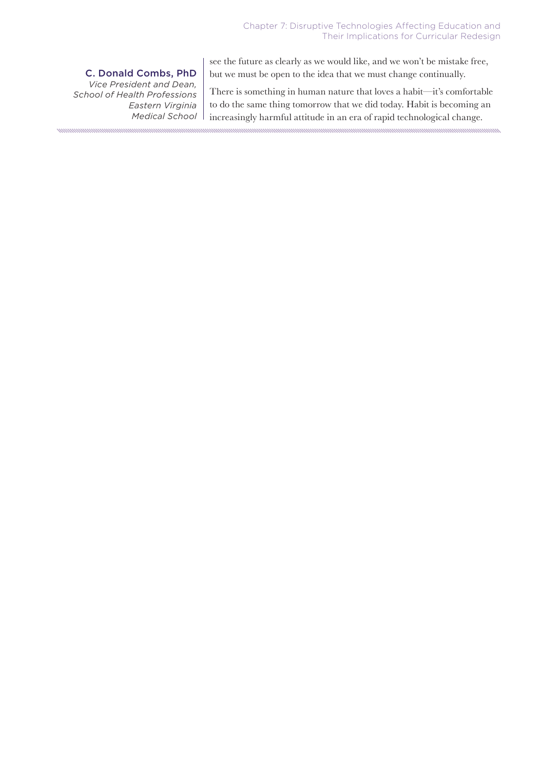**C. Donald Combs, PhD**
*Vice President and Dean,*
*School of Health Professions*
*Eastern Virginia*
*Medical School*

see the future as clearly as we would like, and we won't be mistake free, but we must be open to the idea that we must change continually.

There is something in human nature that loves a habit—it's comfortable to do the same thing tomorrow that we did today. Habit is becoming an increasingly harmful attitude in an era of rapid technological change.